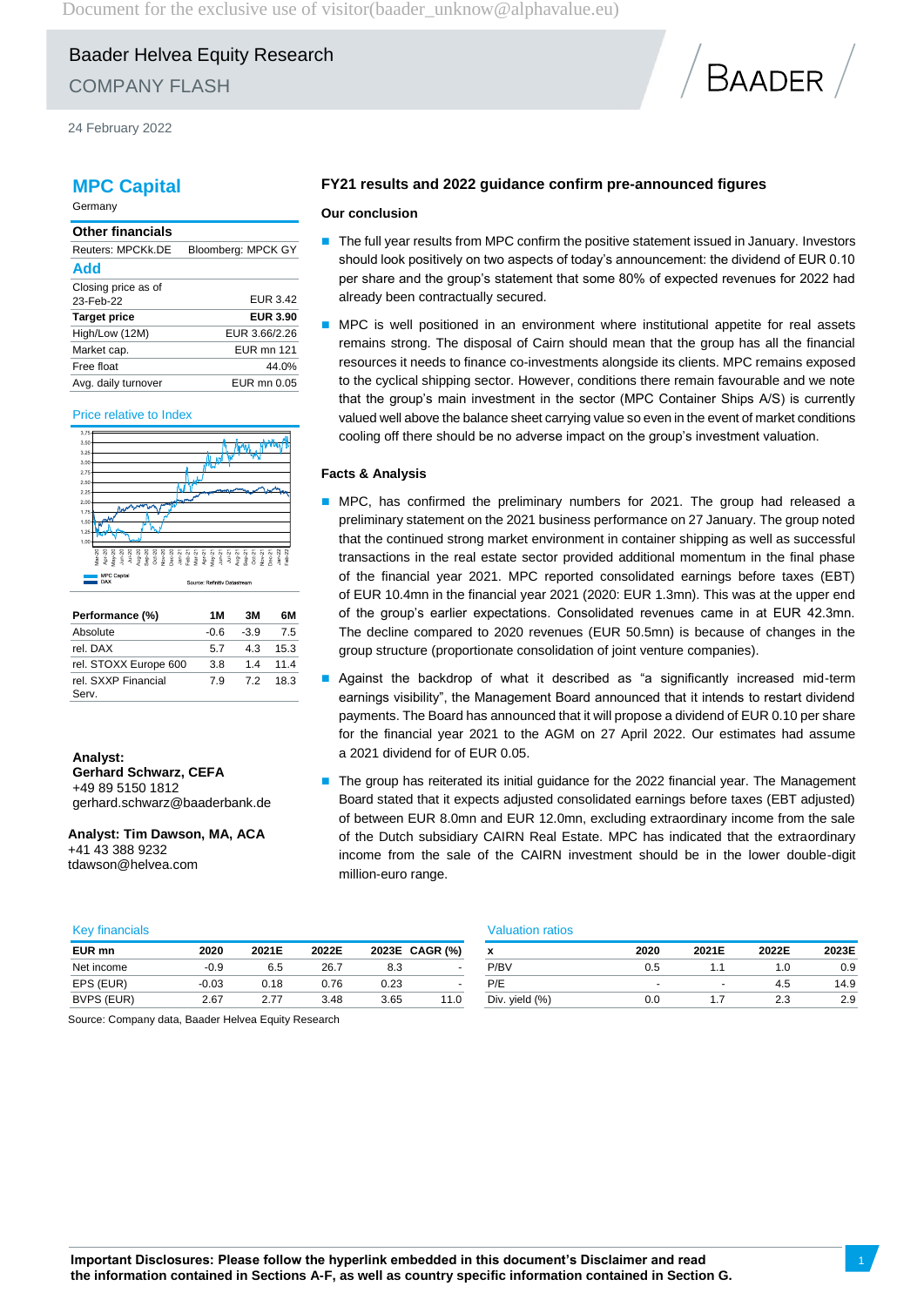Baader Helvea Equity Research

COMPANY FLASH

24 February 2022

# MPC Capital

Germany

| Other financials | |
|---|---|
| Reuters: MPCKk.DE | Bloomberg: MPCK GY |
| **Add** | |
| Closing price as of 23-Feb-22 | EUR 3.42 |
| **Target price** | **EUR 3.90** |
| High/Low (12M) | EUR 3.66/2.26 |
| Market cap. | EUR mn 121 |
| Free float | 44.0% |
| Avg. daily turnover | EUR mn 0.05 |

Price relative to Index

Source: Refinitiv Datastream

| Performance (%) | 1M | 3M | 6M |
|---|---|---|---|
| Absolute | -0.6 | -3.9 | 7.5 |
| rel. DAX | 5.7 | 4.3 | 15.3 |
| rel. STOXX Europe 600 | 3.8 | 1.4 | 11.4 |
| rel. SXXP Financial Serv. | 7.9 | 7.2 | 18.3 |

**Analyst:**
**Gerhard Schwarz, CEFA**
+49 89 5150 1812
gerhard.schwarz@baaderbank.de

**Analyst: Tim Dawson, MA, ACA**
+41 43 388 9232
tdawson@helvea.com

## FY21 results and 2022 guidance confirm pre-announced figures

### Our conclusion

- The full year results from MPC confirm the positive statement issued in January. Investors should look positively on two aspects of today's announcement: the dividend of EUR 0.10 per share and the group's statement that some 80% of expected revenues for 2022 had already been contractually secured.
- MPC is well positioned in an environment where institutional appetite for real assets remains strong. The disposal of Cairn should mean that the group has all the financial resources it needs to finance co-investments alongside its clients. MPC remains exposed to the cyclical shipping sector. However, conditions there remain favourable and we note that the group's main investment in the sector (MPC Container Ships A/S) is currently valued well above the balance sheet carrying value so even in the event of market conditions cooling off there should be no adverse impact on the group's investment valuation.

### Facts & Analysis

- MPC, has confirmed the preliminary numbers for 2021. The group had released a preliminary statement on the 2021 business performance on 27 January. The group noted that the continued strong market environment in container shipping as well as successful transactions in the real estate sector provided additional momentum in the final phase of the financial year 2021. MPC reported consolidated earnings before taxes (EBT) of EUR 10.4mn in the financial year 2021 (2020: EUR 1.3mn). This was at the upper end of the group's earlier expectations. Consolidated revenues came in at EUR 42.3mn. The decline compared to 2020 revenues (EUR 50.5mn) is because of changes in the group structure (proportionate consolidation of joint venture companies).
- Against the backdrop of what it described as "a significantly increased mid-term earnings visibility", the Management Board announced that it intends to restart dividend payments. The Board has announced that it will propose a dividend of EUR 0.10 per share for the financial year 2021 to the AGM on 27 April 2022. Our estimates had assume a 2021 dividend for of EUR 0.05.
- The group has reiterated its initial guidance for the 2022 financial year. The Management Board stated that it expects adjusted consolidated earnings before taxes (EBT adjusted) of between EUR 8.0mn and EUR 12.0mn, excluding extraordinary income from the sale of the Dutch subsidiary CAIRN Real Estate. MPC has indicated that the extraordinary income from the sale of the CAIRN investment should be in the lower double-digit million-euro range.

Key financials

| EUR mn | 2020 | 2021E | 2022E | 2023E | CAGR (%) |
|---|---|---|---|---|---|
| Net income | -0.9 | 6.5 | 26.7 | 8.3 | - |
| EPS (EUR) | -0.03 | 0.18 | 0.76 | 0.23 | - |
| BVPS (EUR) | 2.67 | 2.77 | 3.48 | 3.65 | 11.0 |

Valuation ratios

| x | 2020 | 2021E | 2022E | 2023E |
|---|---|---|---|---|
| P/BV | 0.5 | 1.1 | 1.0 | 0.9 |
| P/E | - | - | 4.5 | 14.9 |
| Div. yield (%) | 0.0 | 1.7 | 2.3 | 2.9 |

Source: Company data, Baader Helvea Equity Research

**Important Disclosures: Please follow the hyperlink embedded in this document's Disclaimer and read the information contained in Sections A-F, as well as country specific information contained in Section G.**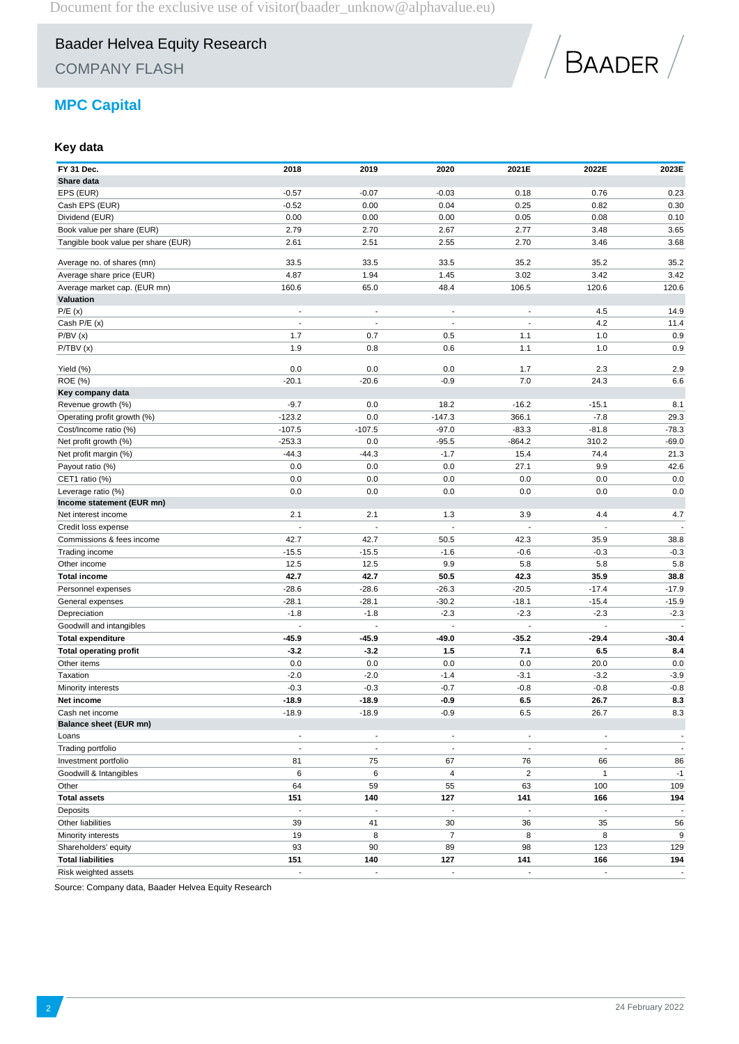# MPC Capital

## Key data

| FY 31 Dec. | 2018 | 2019 | 2020 | 2021E | 2022E | 2023E |
|---|---|---|---|---|---|---|
| **Share data** | | | | | | |
| EPS (EUR) | -0.57 | -0.07 | -0.03 | 0.18 | 0.76 | 0.23 |
| Cash EPS (EUR) | -0.52 | 0.00 | 0.04 | 0.25 | 0.82 | 0.30 |
| Dividend (EUR) | 0.00 | 0.00 | 0.00 | 0.05 | 0.08 | 0.10 |
| Book value per share (EUR) | 2.79 | 2.70 | 2.67 | 2.77 | 3.48 | 3.65 |
| Tangible book value per share (EUR) | 2.61 | 2.51 | 2.55 | 2.70 | 3.46 | 3.68 |
| Average no. of shares (mn) | 33.5 | 33.5 | 33.5 | 35.2 | 35.2 | 35.2 |
| Average share price (EUR) | 4.87 | 1.94 | 1.45 | 3.02 | 3.42 | 3.42 |
| Average market cap. (EUR mn) | 160.6 | 65.0 | 48.4 | 106.5 | 120.6 | 120.6 |
| **Valuation** | | | | | | |
| P/E (x) | - | - | - | - | 4.5 | 14.9 |
| Cash P/E (x) | - | - | - | - | 4.2 | 11.4 |
| P/BV (x) | 1.7 | 0.7 | 0.5 | 1.1 | 1.0 | 0.9 |
| P/TBV (x) | 1.9 | 0.8 | 0.6 | 1.1 | 1.0 | 0.9 |
| Yield (%) | 0.0 | 0.0 | 0.0 | 1.7 | 2.3 | 2.9 |
| ROE (%) | -20.1 | -20.6 | -0.9 | 7.0 | 24.3 | 6.6 |
| **Key company data** | | | | | | |
| Revenue growth (%) | -9.7 | 0.0 | 18.2 | -16.2 | -15.1 | 8.1 |
| Operating profit growth (%) | -123.2 | 0.0 | -147.3 | 366.1 | -7.8 | 29.3 |
| Cost/Income ratio (%) | -107.5 | -107.5 | -97.0 | -83.3 | -81.8 | -78.3 |
| Net profit growth (%) | -253.3 | 0.0 | -95.5 | -864.2 | 310.2 | -69.0 |
| Net profit margin (%) | -44.3 | -44.3 | -1.7 | 15.4 | 74.4 | 21.3 |
| Payout ratio (%) | 0.0 | 0.0 | 0.0 | 27.1 | 9.9 | 42.6 |
| CET1 ratio (%) | 0.0 | 0.0 | 0.0 | 0.0 | 0.0 | 0.0 |
| Leverage ratio (%) | 0.0 | 0.0 | 0.0 | 0.0 | 0.0 | 0.0 |
| **Income statement (EUR mn)** | | | | | | |
| Net interest income | 2.1 | 2.1 | 1.3 | 3.9 | 4.4 | 4.7 |
| Credit loss expense | - | - | - | - | - | - |
| Commissions & fees income | 42.7 | 42.7 | 50.5 | 42.3 | 35.9 | 38.8 |
| Trading income | -15.5 | -15.5 | -1.6 | -0.6 | -0.3 | -0.3 |
| Other income | 12.5 | 12.5 | 9.9 | 5.8 | 5.8 | 5.8 |
| **Total income** | **42.7** | **42.7** | **50.5** | **42.3** | **35.9** | **38.8** |
| Personnel expenses | -28.6 | -28.6 | -26.3 | -20.5 | -17.4 | -17.9 |
| General expenses | -28.1 | -28.1 | -30.2 | -18.1 | -15.4 | -15.9 |
| Depreciation | -1.8 | -1.8 | -2.3 | -2.3 | -2.3 | -2.3 |
| Goodwill and intangibles | - | - | - | - | - | - |
| **Total expenditure** | **-45.9** | **-45.9** | **-49.0** | **-35.2** | **-29.4** | **-30.4** |
| **Total operating profit** | **-3.2** | **-3.2** | **1.5** | **7.1** | **6.5** | **8.4** |
| Other items | 0.0 | 0.0 | 0.0 | 0.0 | 20.0 | 0.0 |
| Taxation | -2.0 | -2.0 | -1.4 | -3.1 | -3.2 | -3.9 |
| Minority interests | -0.3 | -0.3 | -0.7 | -0.8 | -0.8 | -0.8 |
| **Net income** | **-18.9** | **-18.9** | **-0.9** | **6.5** | **26.7** | **8.3** |
| Cash net income | -18.9 | -18.9 | -0.9 | 6.5 | 26.7 | 8.3 |
| **Balance sheet (EUR mn)** | | | | | | |
| Loans | - | - | - | - | - | - |
| Trading portfolio | - | - | - | - | - | - |
| Investment portfolio | 81 | 75 | 67 | 76 | 66 | 86 |
| Goodwill & Intangibles | 6 | 6 | 4 | 2 | 1 | -1 |
| Other | 64 | 59 | 55 | 63 | 100 | 109 |
| **Total assets** | **151** | **140** | **127** | **141** | **166** | **194** |
| Deposits | - | - | - | - | - | - |
| Other liabilities | 39 | 41 | 30 | 36 | 35 | 56 |
| Minority interests | 19 | 8 | 7 | 8 | 8 | 9 |
| Shareholders' equity | 93 | 90 | 89 | 98 | 123 | 129 |
| **Total liabilities** | **151** | **140** | **127** | **141** | **166** | **194** |
| Risk weighted assets | - | - | - | - | - | - |

Source: Company data, Baader Helvea Equity Research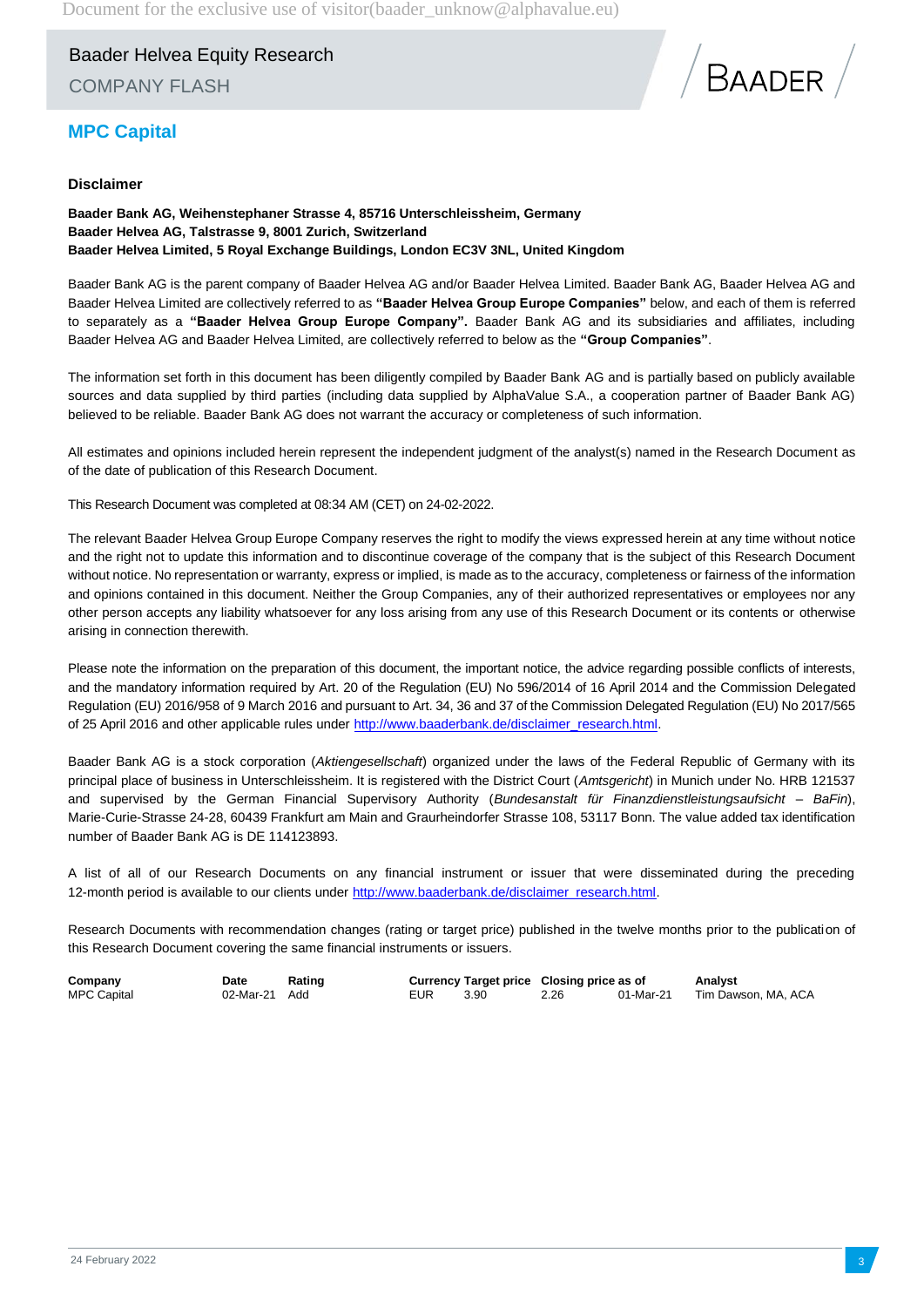# MPC Capital

## Disclaimer

**Baader Bank AG, Weihenstephaner Strasse 4, 85716 Unterschleissheim, Germany**
**Baader Helvea AG, Talstrasse 9, 8001 Zurich, Switzerland**
**Baader Helvea Limited, 5 Royal Exchange Buildings, London EC3V 3NL, United Kingdom**

Baader Bank AG is the parent company of Baader Helvea AG and/or Baader Helvea Limited. Baader Bank AG, Baader Helvea AG and Baader Helvea Limited are collectively referred to as **"Baader Helvea Group Europe Companies"** below, and each of them is referred to separately as a **"Baader Helvea Group Europe Company".** Baader Bank AG and its subsidiaries and affiliates, including Baader Helvea AG and Baader Helvea Limited, are collectively referred to below as the **"Group Companies"**.

The information set forth in this document has been diligently compiled by Baader Bank AG and is partially based on publicly available sources and data supplied by third parties (including data supplied by AlphaValue S.A., a cooperation partner of Baader Bank AG) believed to be reliable. Baader Bank AG does not warrant the accuracy or completeness of such information.

All estimates and opinions included herein represent the independent judgment of the analyst(s) named in the Research Document as of the date of publication of this Research Document.

This Research Document was completed at 08:34 AM (CET) on 24-02-2022.

The relevant Baader Helvea Group Europe Company reserves the right to modify the views expressed herein at any time without notice and the right not to update this information and to discontinue coverage of the company that is the subject of this Research Document without notice. No representation or warranty, express or implied, is made as to the accuracy, completeness or fairness of the information and opinions contained in this document. Neither the Group Companies, any of their authorized representatives or employees nor any other person accepts any liability whatsoever for any loss arising from any use of this Research Document or its contents or otherwise arising in connection therewith.

Please note the information on the preparation of this document, the important notice, the advice regarding possible conflicts of interests, and the mandatory information required by Art. 20 of the Regulation (EU) No 596/2014 of 16 April 2014 and the Commission Delegated Regulation (EU) 2016/958 of 9 March 2016 and pursuant to Art. 34, 36 and 37 of the Commission Delegated Regulation (EU) No 2017/565 of 25 April 2016 and other applicable rules under http://www.baaderbank.de/disclaimer_research.html.

Baader Bank AG is a stock corporation (*Aktiengesellschaft*) organized under the laws of the Federal Republic of Germany with its principal place of business in Unterschleissheim. It is registered with the District Court (*Amtsgericht*) in Munich under No. HRB 121537 and supervised by the German Financial Supervisory Authority (*Bundesanstalt für Finanzdienstleistungsaufsicht – BaFin*), Marie-Curie-Strasse 24-28, 60439 Frankfurt am Main and Graurheindorfer Strasse 108, 53117 Bonn. The value added tax identification number of Baader Bank AG is DE 114123893.

A list of all of our Research Documents on any financial instrument or issuer that were disseminated during the preceding 12-month period is available to our clients under http://www.baaderbank.de/disclaimer_research.html.

Research Documents with recommendation changes (rating or target price) published in the twelve months prior to the publication of this Research Document covering the same financial instruments or issuers.

| Company | Date | Rating | Currency | Target price | Closing price | as of | Analyst |
|---|---|---|---|---|---|---|---|
| MPC Capital | 02-Mar-21 | Add | EUR | 3.90 | 2.26 | 01-Mar-21 | Tim Dawson, MA, ACA |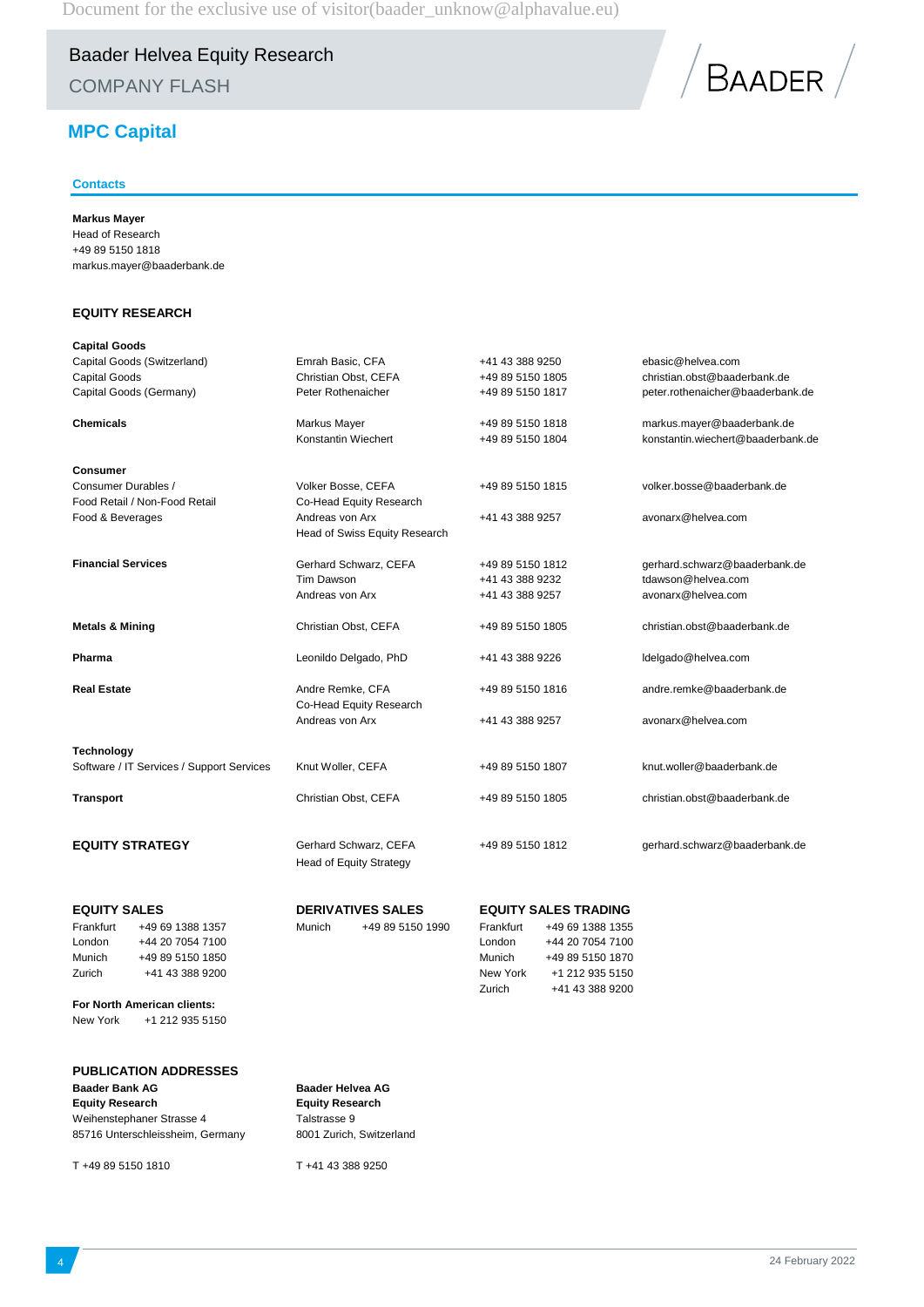# Baader Helvea Equity Research

COMPANY FLASH

## MPC Capital

### Contacts

**Markus Mayer**
Head of Research
+49 89 5150 1818
markus.mayer@baaderbank.de

### EQUITY RESEARCH

| | | | |
|---|---|---|---|
| **Capital Goods** | | | |
| Capital Goods (Switzerland) | Emrah Basic, CFA | +41 43 388 9250 | ebasic@helvea.com |
| Capital Goods | Christian Obst, CEFA | +49 89 5150 1805 | christian.obst@baaderbank.de |
| Capital Goods (Germany) | Peter Rothenaicher | +49 89 5150 1817 | peter.rothenaicher@baaderbank.de |
| **Chemicals** | Markus Mayer | +49 89 5150 1818 | markus.mayer@baaderbank.de |
| | Konstantin Wiechert | +49 89 5150 1804 | konstantin.wiechert@baaderbank.de |
| **Consumer** | | | |
| Consumer Durables / | Volker Bosse, CEFA | +49 89 5150 1815 | volker.bosse@baaderbank.de |
| Food Retail / Non-Food Retail | Co-Head Equity Research | | |
| Food & Beverages | Andreas von Arx | +41 43 388 9257 | avonarx@helvea.com |
| | Head of Swiss Equity Research | | |
| **Financial Services** | Gerhard Schwarz, CEFA | +49 89 5150 1812 | gerhard.schwarz@baaderbank.de |
| | Tim Dawson | +41 43 388 9232 | tdawson@helvea.com |
| | Andreas von Arx | +41 43 388 9257 | avonarx@helvea.com |
| **Metals & Mining** | Christian Obst, CEFA | +49 89 5150 1805 | christian.obst@baaderbank.de |
| **Pharma** | Leonildo Delgado, PhD | +41 43 388 9226 | ldelgado@helvea.com |
| **Real Estate** | Andre Remke, CFA | +49 89 5150 1816 | andre.remke@baaderbank.de |
| | Co-Head Equity Research | | |
| | Andreas von Arx | +41 43 388 9257 | avonarx@helvea.com |
| **Technology** | | | |
| Software / IT Services / Support Services | Knut Woller, CEFA | +49 89 5150 1807 | knut.woller@baaderbank.de |
| **Transport** | Christian Obst, CEFA | +49 89 5150 1805 | christian.obst@baaderbank.de |

### EQUITY STRATEGY

Gerhard Schwarz, CEFA
Head of Equity Strategy
+49 89 5150 1812
gerhard.schwarz@baaderbank.de

### EQUITY SALES

| | |
|---|---|
| Frankfurt | +49 69 1388 1357 |
| London | +44 20 7054 7100 |
| Munich | +49 89 5150 1850 |
| Zurich | +41 43 388 9200 |

**For North American clients:**
New York +1 212 935 5150

### DERIVATIVES SALES

Munich +49 89 5150 1990

### EQUITY SALES TRADING

| | |
|---|---|
| Frankfurt | +49 69 1388 1355 |
| London | +44 20 7054 7100 |
| Munich | +49 89 5150 1870 |
| New York | +1 212 935 5150 |
| Zurich | +41 43 388 9200 |

### PUBLICATION ADDRESSES

**Baader Bank AG**
**Equity Research**
Weihenstephaner Strasse 4
85716 Unterschleissheim, Germany

T +49 89 5150 1810

**Baader Helvea AG**
**Equity Research**
Talstrasse 9
8001 Zurich, Switzerland

T +41 43 388 9250